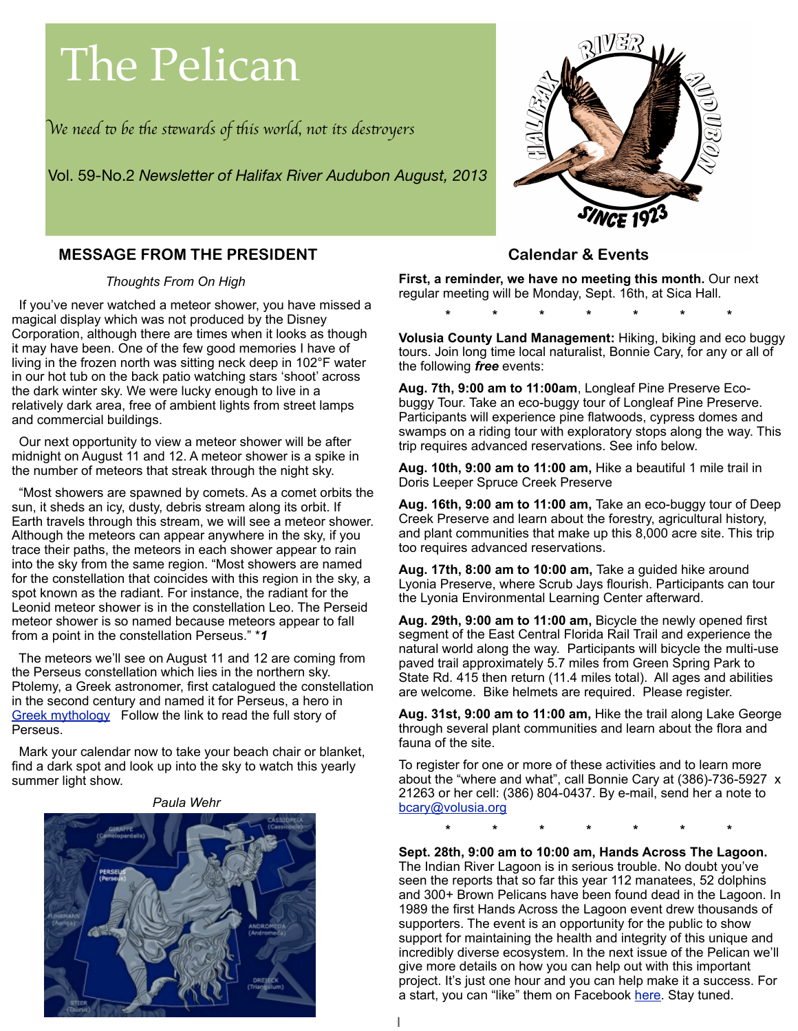# The Pelican

*We need to be the stewards of this world, not its destroyers*

Vol. 59-No.2 *Newsletter of Halifax River Audubon August, 2013*

## MESSAGE FROM THE PRESIDENT

*Thoughts From On High*

If you've never watched a meteor shower, you have missed a magical display which was not produced by the Disney Corporation, although there are times when it looks as though it may have been. One of the few good memories I have of living in the frozen north was sitting neck deep in 102°F water in our hot tub on the back patio watching stars 'shoot' across the dark winter sky. We were lucky enough to live in a relatively dark area, free of ambient lights from street lamps and commercial buildings.

Our next opportunity to view a meteor shower will be after midnight on August 11 and 12. A meteor shower is a spike in the number of meteors that streak through the night sky.

"Most showers are spawned by comets. As a comet orbits the sun, it sheds an icy, dusty, debris stream along its orbit. If Earth travels through this stream, we will see a meteor shower. Although the meteors can appear anywhere in the sky, if you trace their paths, the meteors in each shower appear to rain into the sky from the same region. "Most showers are named for the constellation that coincides with this region in the sky, a spot known as the radiant. For instance, the radiant for the Leonid meteor shower is in the constellation Leo. The Perseid meteor shower is so named because meteors appear to fall from a point in the constellation Perseus." ****1***

The meteors we'll see on August 11 and 12 are coming from the Perseus constellation which lies in the northern sky. Ptolemy, a Greek astronomer, first catalogued the constellation in the second century and named it for Perseus, a hero in Greek mythology Follow the link to read the full story of Perseus.

Mark your calendar now to take your beach chair or blanket, find a dark spot and look up into the sky to watch this yearly summer light show.

*Paula Wehr*

## Calendar & Events

**First, a reminder, we have no meeting this month.** Our next regular meeting will be Monday, Sept. 16th, at Sica Hall.

\* \* \* \* \* \* \*

**Volusia County Land Management:** Hiking, biking and eco buggy tours. Join long time local naturalist, Bonnie Cary, for any or all of the following ***free*** events:

**Aug. 7th, 9:00 am to 11:00am**, Longleaf Pine Preserve Eco-buggy Tour. Take an eco-buggy tour of Longleaf Pine Preserve. Participants will experience pine flatwoods, cypress domes and swamps on a riding tour with exploratory stops along the way. This trip requires advanced reservations. See info below.

**Aug. 10th, 9:00 am to 11:00 am,** Hike a beautiful 1 mile trail in Doris Leeper Spruce Creek Preserve

**Aug. 16th, 9:00 am to 11:00 am,** Take an eco-buggy tour of Deep Creek Preserve and learn about the forestry, agricultural history, and plant communities that make up this 8,000 acre site. This trip too requires advanced reservations.

**Aug. 17th, 8:00 am to 10:00 am,** Take a guided hike around Lyonia Preserve, where Scrub Jays flourish. Participants can tour the Lyonia Environmental Learning Center afterward.

**Aug. 29th, 9:00 am to 11:00 am,** Bicycle the newly opened first segment of the East Central Florida Rail Trail and experience the natural world along the way. Participants will bicycle the multi-use paved trail approximately 5.7 miles from Green Spring Park to State Rd. 415 then return (11.4 miles total). All ages and abilities are welcome. Bike helmets are required. Please register.

**Aug. 31st, 9:00 am to 11:00 am,** Hike the trail along Lake George through several plant communities and learn about the flora and fauna of the site.

To register for one or more of these activities and to learn more about the "where and what", call Bonnie Cary at (386)-736-5927 x 21263 or her cell: (386) 804-0437. By e-mail, send her a note to bcary@volusia.org

\* \* \* \* \* \* \*

**Sept. 28th, 9:00 am to 10:00 am, Hands Across The Lagoon.** The Indian River Lagoon is in serious trouble. No doubt you've seen the reports that so far this year 112 manatees, 52 dolphins and 300+ Brown Pelicans have been found dead in the Lagoon. In 1989 the first Hands Across the Lagoon event drew thousands of supporters. The event is an opportunity for the public to show support for maintaining the health and integrity of this unique and incredibly diverse ecosystem. In the next issue of the Pelican we'll give more details on how you can help out with this important project. It's just one hour and you can help make it a success. For a start, you can "like" them on Facebook here. Stay tuned.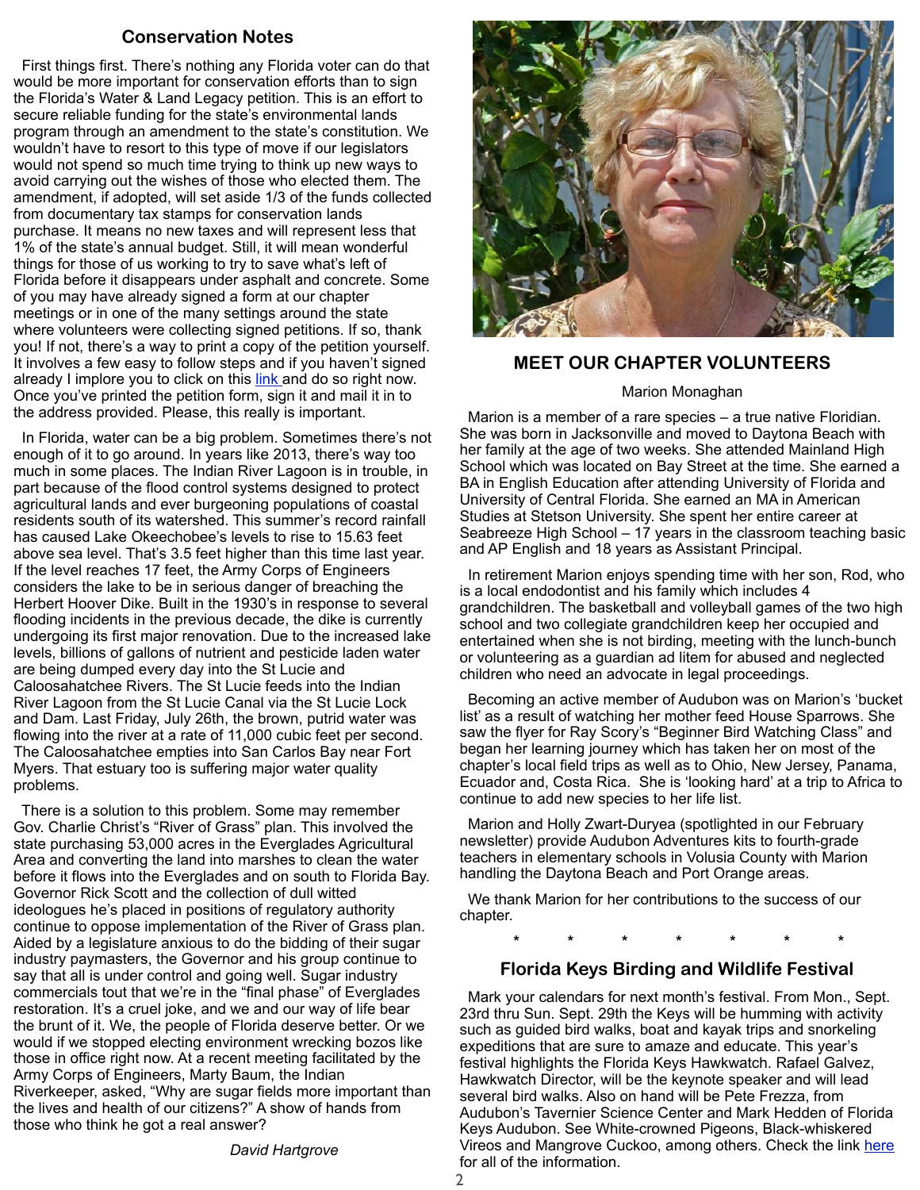## Conservation Notes

First things first. There's nothing any Florida voter can do that would be more important for conservation efforts than to sign the Florida's Water & Land Legacy petition. This is an effort to secure reliable funding for the state's environmental lands program through an amendment to the state's constitution. We wouldn't have to resort to this type of move if our legislators would not spend so much time trying to think up new ways to avoid carrying out the wishes of those who elected them. The amendment, if adopted, will set aside 1/3 of the funds collected from documentary tax stamps for conservation lands purchase. It means no new taxes and will represent less that 1% of the state's annual budget. Still, it will mean wonderful things for those of us working to try to save what's left of Florida before it disappears under asphalt and concrete. Some of you may have already signed a form at our chapter meetings or in one of the many settings around the state where volunteers were collecting signed petitions. If so, thank you! If not, there's a way to print a copy of the petition yourself. It involves a few easy to follow steps and if you haven't signed already I implore you to click on this link and do so right now. Once you've printed the petition form, sign it and mail it in to the address provided. Please, this really is important.

In Florida, water can be a big problem. Sometimes there's not enough of it to go around. In years like 2013, there's way too much in some places. The Indian River Lagoon is in trouble, in part because of the flood control systems designed to protect agricultural lands and ever burgeoning populations of coastal residents south of its watershed. This summer's record rainfall has caused Lake Okeechobee's levels to rise to 15.63 feet above sea level. That's 3.5 feet higher than this time last year. If the level reaches 17 feet, the Army Corps of Engineers considers the lake to be in serious danger of breaching the Herbert Hoover Dike. Built in the 1930's in response to several flooding incidents in the previous decade, the dike is currently undergoing its first major renovation. Due to the increased lake levels, billions of gallons of nutrient and pesticide laden water are being dumped every day into the St Lucie and Caloosahatchee Rivers. The St Lucie feeds into the Indian River Lagoon from the St Lucie Canal via the St Lucie Lock and Dam. Last Friday, July 26th, the brown, putrid water was flowing into the river at a rate of 11,000 cubic feet per second. The Caloosahatchee empties into San Carlos Bay near Fort Myers. That estuary too is suffering major water quality problems.

There is a solution to this problem. Some may remember Gov. Charlie Christ's "River of Grass" plan. This involved the state purchasing 53,000 acres in the Everglades Agricultural Area and converting the land into marshes to clean the water before it flows into the Everglades and on south to Florida Bay. Governor Rick Scott and the collection of dull witted ideologues he's placed in positions of regulatory authority continue to oppose implementation of the River of Grass plan. Aided by a legislature anxious to do the bidding of their sugar industry paymasters, the Governor and his group continue to say that all is under control and going well. Sugar industry commercials tout that we're in the "final phase" of Everglades restoration. It's a cruel joke, and we and our way of life bear the brunt of it. We, the people of Florida deserve better. Or we would if we stopped electing environment wrecking bozos like those in office right now. At a recent meeting facilitated by the Army Corps of Engineers, Marty Baum, the Indian Riverkeeper, asked, "Why are sugar fields more important than the lives and health of our citizens?" A show of hands from those who think he got a real answer?

*David Hartgrove*

## MEET OUR CHAPTER VOLUNTEERS

Marion Monaghan

Marion is a member of a rare species – a true native Floridian. She was born in Jacksonville and moved to Daytona Beach with her family at the age of two weeks. She attended Mainland High School which was located on Bay Street at the time. She earned a BA in English Education after attending University of Florida and University of Central Florida. She earned an MA in American Studies at Stetson University. She spent her entire career at Seabreeze High School – 17 years in the classroom teaching basic and AP English and 18 years as Assistant Principal.

In retirement Marion enjoys spending time with her son, Rod, who is a local endodontist and his family which includes 4 grandchildren. The basketball and volleyball games of the two high school and two collegiate grandchildren keep her occupied and entertained when she is not birding, meeting with the lunch-bunch or volunteering as a guardian ad litem for abused and neglected children who need an advocate in legal proceedings.

Becoming an active member of Audubon was on Marion's 'bucket list' as a result of watching her mother feed House Sparrows. She saw the flyer for Ray Scory's "Beginner Bird Watching Class" and began her learning journey which has taken her on most of the chapter's local field trips as well as to Ohio, New Jersey, Panama, Ecuador and, Costa Rica. She is 'looking hard' at a trip to Africa to continue to add new species to her life list.

Marion and Holly Zwart-Duryea (spotlighted in our February newsletter) provide Audubon Adventures kits to fourth-grade teachers in elementary schools in Volusia County with Marion handling the Daytona Beach and Port Orange areas.

We thank Marion for her contributions to the success of our chapter.

\* \* \* \* \* \* \*

## Florida Keys Birding and Wildlife Festival

Mark your calendars for next month's festival. From Mon., Sept. 23rd thru Sun. Sept. 29th the Keys will be humming with activity such as guided bird walks, boat and kayak trips and snorkeling expeditions that are sure to amaze and educate. This year's festival highlights the Florida Keys Hawkwatch. Rafael Galvez, Hawkwatch Director, will be the keynote speaker and will lead several bird walks. Also on hand will be Pete Frezza, from Audubon's Tavernier Science Center and Mark Hedden of Florida Keys Audubon. See White-crowned Pigeons, Black-whiskered Vireos and Mangrove Cuckoo, among others. Check the link here for all of the information.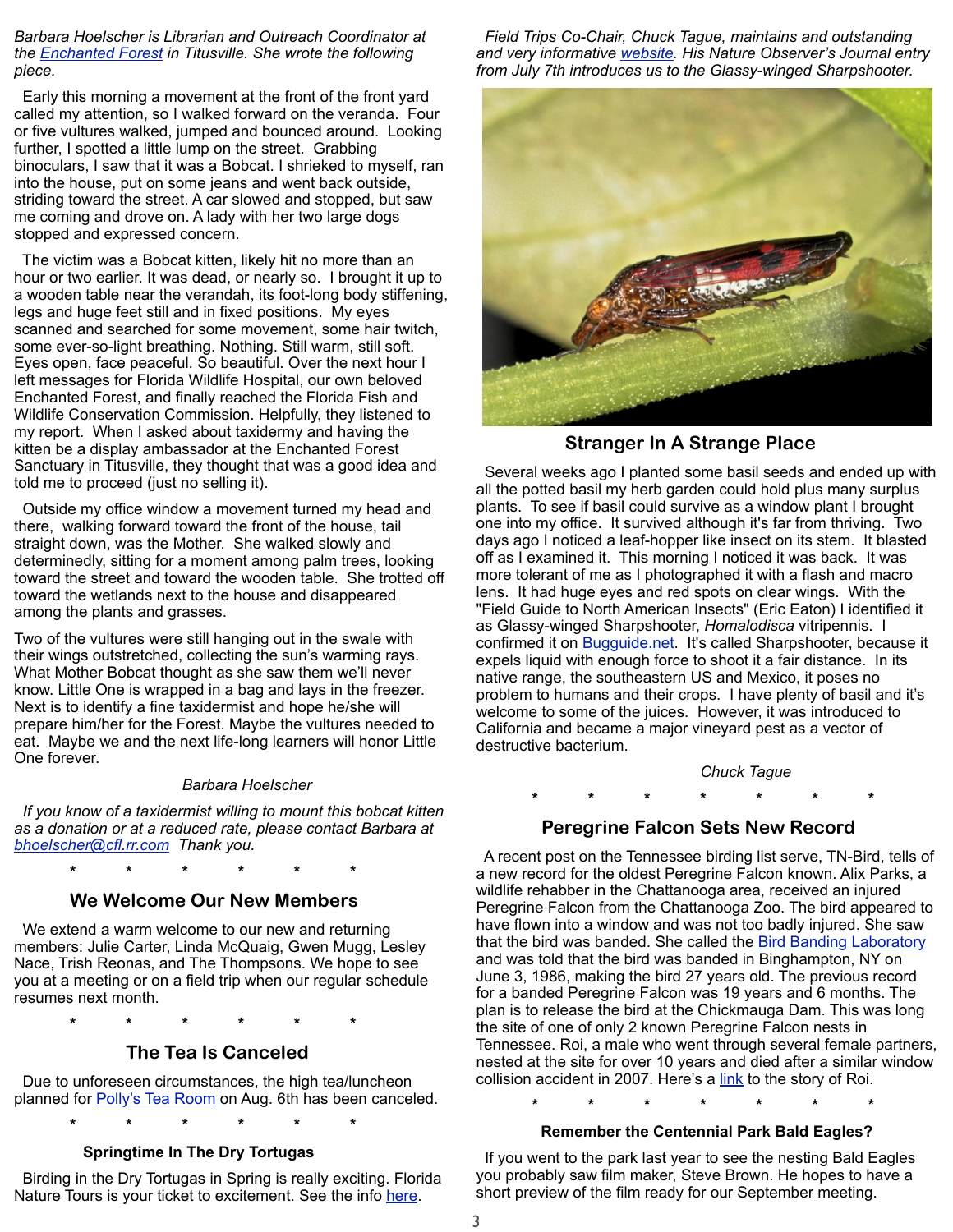*Barbara Hoelscher is Librarian and Outreach Coordinator at the Enchanted Forest in Titusville. She wrote the following piece.*

Early this morning a movement at the front of the front yard called my attention, so I walked forward on the veranda. Four or five vultures walked, jumped and bounced around. Looking further, I spotted a little lump on the street. Grabbing binoculars, I saw that it was a Bobcat. I shrieked to myself, ran into the house, put on some jeans and went back outside, striding toward the street. A car slowed and stopped, but saw me coming and drove on. A lady with her two large dogs stopped and expressed concern.

The victim was a Bobcat kitten, likely hit no more than an hour or two earlier. It was dead, or nearly so. I brought it up to a wooden table near the verandah, its foot-long body stiffening, legs and huge feet still and in fixed positions. My eyes scanned and searched for some movement, some hair twitch, some ever-so-light breathing. Nothing. Still warm, still soft. Eyes open, face peaceful. So beautiful. Over the next hour I left messages for Florida Wildlife Hospital, our own beloved Enchanted Forest, and finally reached the Florida Fish and Wildlife Conservation Commission. Helpfully, they listened to my report. When I asked about taxidermy and having the kitten be a display ambassador at the Enchanted Forest Sanctuary in Titusville, they thought that was a good idea and told me to proceed (just no selling it).

Outside my office window a movement turned my head and there, walking forward toward the front of the house, tail straight down, was the Mother. She walked slowly and determinedly, sitting for a moment among palm trees, looking toward the street and toward the wooden table. She trotted off toward the wetlands next to the house and disappeared among the plants and grasses.

Two of the vultures were still hanging out in the swale with their wings outstretched, collecting the sun's warming rays. What Mother Bobcat thought as she saw them we'll never know. Little One is wrapped in a bag and lays in the freezer. Next is to identify a fine taxidermist and hope he/she will prepare him/her for the Forest. Maybe the vultures needed to eat. Maybe we and the next life-long learners will honor Little One forever.

*Barbara Hoelscher*

*If you know of a taxidermist willing to mount this bobcat kitten as a donation or at a reduced rate, please contact Barbara at bhoelscher@cfl.rr.com Thank you.*

\* \* \* \* \* \*

## We Welcome Our New Members

We extend a warm welcome to our new and returning members: Julie Carter, Linda McQuaig, Gwen Mugg, Lesley Nace, Trish Reonas, and The Thompsons. We hope to see you at a meeting or on a field trip when our regular schedule resumes next month.

\* \* \* \* \* \*

## The Tea Is Canceled

Due to unforeseen circumstances, the high tea/luncheon planned for Polly's Tea Room on Aug. 6th has been canceled.

\* \* \* \* \* \*

### Springtime In The Dry Tortugas

Birding in the Dry Tortugas in Spring is really exciting. Florida Nature Tours is your ticket to excitement. See the info here.

*Field Trips Co-Chair, Chuck Tague, maintains and outstanding and very informative website. His Nature Observer's Journal entry from July 7th introduces us to the Glassy-winged Sharpshooter.*

## Stranger In A Strange Place

Several weeks ago I planted some basil seeds and ended up with all the potted basil my herb garden could hold plus many surplus plants. To see if basil could survive as a window plant I brought one into my office. It survived although it's far from thriving. Two days ago I noticed a leaf-hopper like insect on its stem. It blasted off as I examined it. This morning I noticed it was back. It was more tolerant of me as I photographed it with a flash and macro lens. It had huge eyes and red spots on clear wings. With the "Field Guide to North American Insects" (Eric Eaton) I identified it as Glassy-winged Sharpshooter, *Homalodisca* vitripennis. I confirmed it on Bugguide.net. It's called Sharpshooter, because it expels liquid with enough force to shoot it a fair distance. In its native range, the southeastern US and Mexico, it poses no problem to humans and their crops. I have plenty of basil and it's welcome to some of the juices. However, it was introduced to California and became a major vineyard pest as a vector of destructive bacterium.

*Chuck Tague*

\* \* \* \* \* \* \*

## Peregrine Falcon Sets New Record

A recent post on the Tennessee birding list serve, TN-Bird, tells of a new record for the oldest Peregrine Falcon known. Alix Parks, a wildlife rehabber in the Chattanooga area, received an injured Peregrine Falcon from the Chattanooga Zoo. The bird appeared to have flown into a window and was not too badly injured. She saw that the bird was banded. She called the Bird Banding Laboratory and was told that the bird was banded in Binghampton, NY on June 3, 1986, making the bird 27 years old. The previous record for a banded Peregrine Falcon was 19 years and 6 months. The plan is to release the bird at the Chickmauga Dam. This was long the site of one of only 2 known Peregrine Falcon nests in Tennessee. Roi, a male who went through several female partners, nested at the site for over 10 years and died after a similar window collision accident in 2007. Here's a link to the story of Roi.

\* \* \* \* \* \* \*

### Remember the Centennial Park Bald Eagles?

If you went to the park last year to see the nesting Bald Eagles you probably saw film maker, Steve Brown. He hopes to have a short preview of the film ready for our September meeting.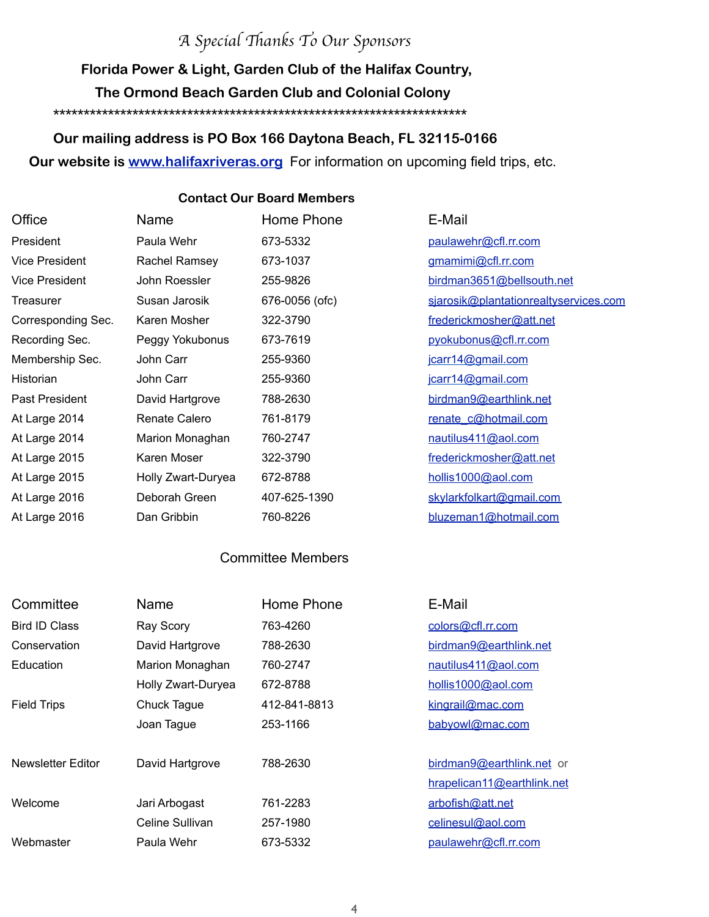*A Special Thanks To Our Sponsors*

**Florida Power & Light, Garden Club of the Halifax Country,**

**The Ormond Beach Garden Club and Colonial Colony**

*********************************************************************

**Our mailing address is PO Box 166 Daytona Beach, FL 32115-0166**

**Our website is [www.halifaxriveras.org](http://www.halifaxriveras.org)** For information on upcoming field trips, etc.

**Contact Our Board Members**

| Office | Name | Home Phone | E-Mail |
|---|---|---|---|
| President | Paula Wehr | 673-5332 | paulawehr@cfl.rr.com |
| Vice President | Rachel Ramsey | 673-1037 | gmamimi@cfl.rr.com |
| Vice President | John Roessler | 255-9826 | birdman3651@bellsouth.net |
| Treasurer | Susan Jarosik | 676-0056 (ofc) | sjarosik@plantationrealtyservices.com |
| Corresponding Sec. | Karen Mosher | 322-3790 | frederickmosher@att.net |
| Recording Sec. | Peggy Yokubonus | 673-7619 | pyokubonus@cfl.rr.com |
| Membership Sec. | John Carr | 255-9360 | jcarr14@gmail.com |
| Historian | John Carr | 255-9360 | jcarr14@gmail.com |
| Past President | David Hartgrove | 788-2630 | birdman9@earthlink.net |
| At Large 2014 | Renate Calero | 761-8179 | renate_c@hotmail.com |
| At Large 2014 | Marion Monaghan | 760-2747 | nautilus411@aol.com |
| At Large 2015 | Karen Moser | 322-3790 | frederickmosher@att.net |
| At Large 2015 | Holly Zwart-Duryea | 672-8788 | hollis1000@aol.com |
| At Large 2016 | Deborah Green | 407-625-1390 | skylarkfolkart@gmail.com |
| At Large 2016 | Dan Gribbin | 760-8226 | bluzeman1@hotmail.com |

Committee Members

| Committee | Name | Home Phone | E-Mail |
|---|---|---|---|
| Bird ID Class | Ray Scory | 763-4260 | colors@cfl.rr.com |
| Conservation | David Hartgrove | 788-2630 | birdman9@earthlink.net |
| Education | Marion Monaghan | 760-2747 | nautilus411@aol.com |
| | Holly Zwart-Duryea | 672-8788 | hollis1000@aol.com |
| Field Trips | Chuck Tague | 412-841-8813 | kingrail@mac.com |
| | Joan Tague | 253-1166 | babyowl@mac.com |
| Newsletter Editor | David Hartgrove | 788-2630 | birdman9@earthlink.net or hrapelican11@earthlink.net |
| Welcome | Jari Arbogast | 761-2283 | arbofish@att.net |
| | Celine Sullivan | 257-1980 | celinesul@aol.com |
| Webmaster | Paula Wehr | 673-5332 | paulawehr@cfl.rr.com |